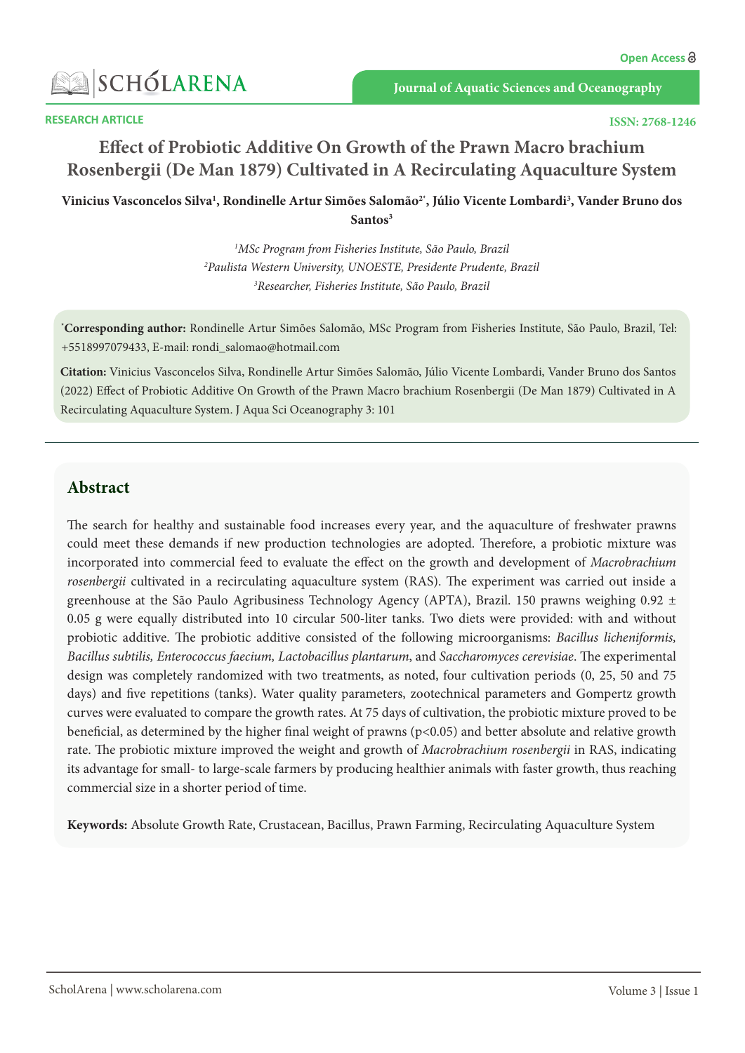RESEARCH ARTICLE

# Effect of Probiotic Additive On Growth of the Prawn Macro brachium Rosenbergii (De Man 1879) Cultivated in A Recirculating Aquaculture System

**Vinicius Vasconcelos Silva[1], Rondinelle Artur Simões Salomão[2*], Júlio Vicente Lombardi[3], Vander Bruno dos Santos[3]**

[1]MSc Program from Fisheries Institute, São Paulo, Brazil
[2]Paulista Western University, UNOESTE, Presidente Prudente, Brazil
[3]Researcher, Fisheries Institute, São Paulo, Brazil

[*]**Corresponding author:** Rondinelle Artur Simões Salomão, MSc Program from Fisheries Institute, São Paulo, Brazil, Tel: +5518997079433, E-mail: rondi_salomao@hotmail.com

**Citation:** Vinicius Vasconcelos Silva, Rondinelle Artur Simões Salomão, Júlio Vicente Lombardi, Vander Bruno dos Santos (2022) Effect of Probiotic Additive On Growth of the Prawn Macro brachium Rosenbergii (De Man 1879) Cultivated in A Recirculating Aquaculture System. J Aqua Sci Oceanography 3: 101

## Abstract

The search for healthy and sustainable food increases every year, and the aquaculture of freshwater prawns could meet these demands if new production technologies are adopted. Therefore, a probiotic mixture was incorporated into commercial feed to evaluate the effect on the growth and development of *Macrobrachium rosenbergii* cultivated in a recirculating aquaculture system (RAS). The experiment was carried out inside a greenhouse at the São Paulo Agribusiness Technology Agency (APTA), Brazil. 150 prawns weighing 0.92 ± 0.05 g were equally distributed into 10 circular 500-liter tanks. Two diets were provided: with and without probiotic additive. The probiotic additive consisted of the following microorganisms: *Bacillus licheniformis, Bacillus subtilis, Enterococcus faecium, Lactobacillus plantarum*, and *Saccharomyces cerevisiae*. The experimental design was completely randomized with two treatments, as noted, four cultivation periods (0, 25, 50 and 75 days) and five repetitions (tanks). Water quality parameters, zootechnical parameters and Gompertz growth curves were evaluated to compare the growth rates. At 75 days of cultivation, the probiotic mixture proved to be beneficial, as determined by the higher final weight of prawns ($p<0.05$) and better absolute and relative growth rate. The probiotic mixture improved the weight and growth of *Macrobrachium rosenbergii* in RAS, indicating its advantage for small- to large-scale farmers by producing healthier animals with faster growth, thus reaching commercial size in a shorter period of time.

**Keywords:** Absolute Growth Rate, Crustacean, Bacillus, Prawn Farming, Recirculating Aquaculture System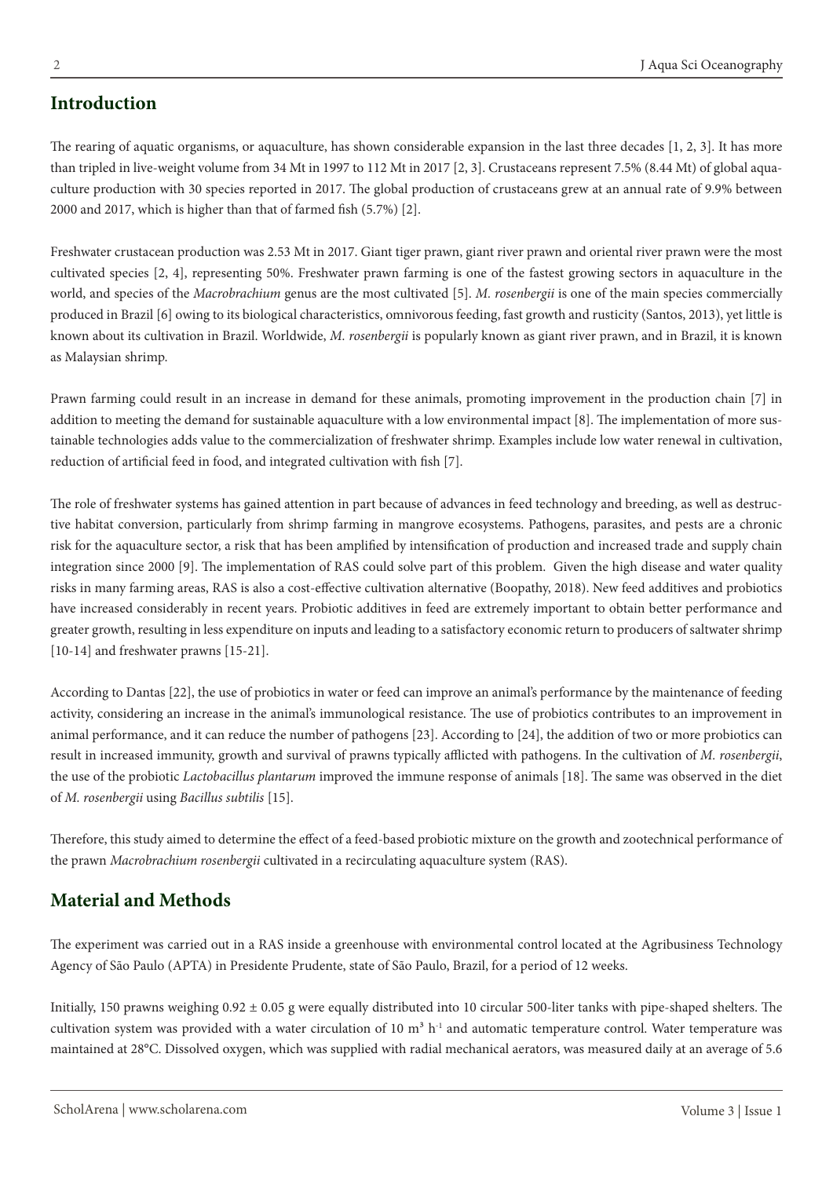## Introduction

The rearing of aquatic organisms, or aquaculture, has shown considerable expansion in the last three decades [1, 2, 3]. It has more than tripled in live-weight volume from 34 Mt in 1997 to 112 Mt in 2017 [2, 3]. Crustaceans represent 7.5% (8.44 Mt) of global aquaculture production with 30 species reported in 2017. The global production of crustaceans grew at an annual rate of 9.9% between 2000 and 2017, which is higher than that of farmed fish (5.7%) [2].

Freshwater crustacean production was 2.53 Mt in 2017. Giant tiger prawn, giant river prawn and oriental river prawn were the most cultivated species [2, 4], representing 50%. Freshwater prawn farming is one of the fastest growing sectors in aquaculture in the world, and species of the *Macrobrachium* genus are the most cultivated [5]. *M. rosenbergii* is one of the main species commercially produced in Brazil [6] owing to its biological characteristics, omnivorous feeding, fast growth and rusticity (Santos, 2013), yet little is known about its cultivation in Brazil. Worldwide, *M. rosenbergii* is popularly known as giant river prawn, and in Brazil, it is known as Malaysian shrimp.

Prawn farming could result in an increase in demand for these animals, promoting improvement in the production chain [7] in addition to meeting the demand for sustainable aquaculture with a low environmental impact [8]. The implementation of more sustainable technologies adds value to the commercialization of freshwater shrimp. Examples include low water renewal in cultivation, reduction of artificial feed in food, and integrated cultivation with fish [7].

The role of freshwater systems has gained attention in part because of advances in feed technology and breeding, as well as destructive habitat conversion, particularly from shrimp farming in mangrove ecosystems. Pathogens, parasites, and pests are a chronic risk for the aquaculture sector, a risk that has been amplified by intensification of production and increased trade and supply chain integration since 2000 [9]. The implementation of RAS could solve part of this problem. Given the high disease and water quality risks in many farming areas, RAS is also a cost-effective cultivation alternative (Boopathy, 2018). New feed additives and probiotics have increased considerably in recent years. Probiotic additives in feed are extremely important to obtain better performance and greater growth, resulting in less expenditure on inputs and leading to a satisfactory economic return to producers of saltwater shrimp [10-14] and freshwater prawns [15-21].

According to Dantas [22], the use of probiotics in water or feed can improve an animal's performance by the maintenance of feeding activity, considering an increase in the animal's immunological resistance. The use of probiotics contributes to an improvement in animal performance, and it can reduce the number of pathogens [23]. According to [24], the addition of two or more probiotics can result in increased immunity, growth and survival of prawns typically afflicted with pathogens. In the cultivation of *M. rosenbergii*, the use of the probiotic *Lactobacillus plantarum* improved the immune response of animals [18]. The same was observed in the diet of *M. rosenbergii* using *Bacillus subtilis* [15].

Therefore, this study aimed to determine the effect of a feed-based probiotic mixture on the growth and zootechnical performance of the prawn *Macrobrachium rosenbergii* cultivated in a recirculating aquaculture system (RAS).

## Material and Methods

The experiment was carried out in a RAS inside a greenhouse with environmental control located at the Agribusiness Technology Agency of São Paulo (APTA) in Presidente Prudente, state of São Paulo, Brazil, for a period of 12 weeks.

Initially, 150 prawns weighing 0.92 ± 0.05 g were equally distributed into 10 circular 500-liter tanks with pipe-shaped shelters. The cultivation system was provided with a water circulation of 10 $m^3$ $h^{-1}$ and automatic temperature control. Water temperature was maintained at 28°C. Dissolved oxygen, which was supplied with radial mechanical aerators, was measured daily at an average of 5.6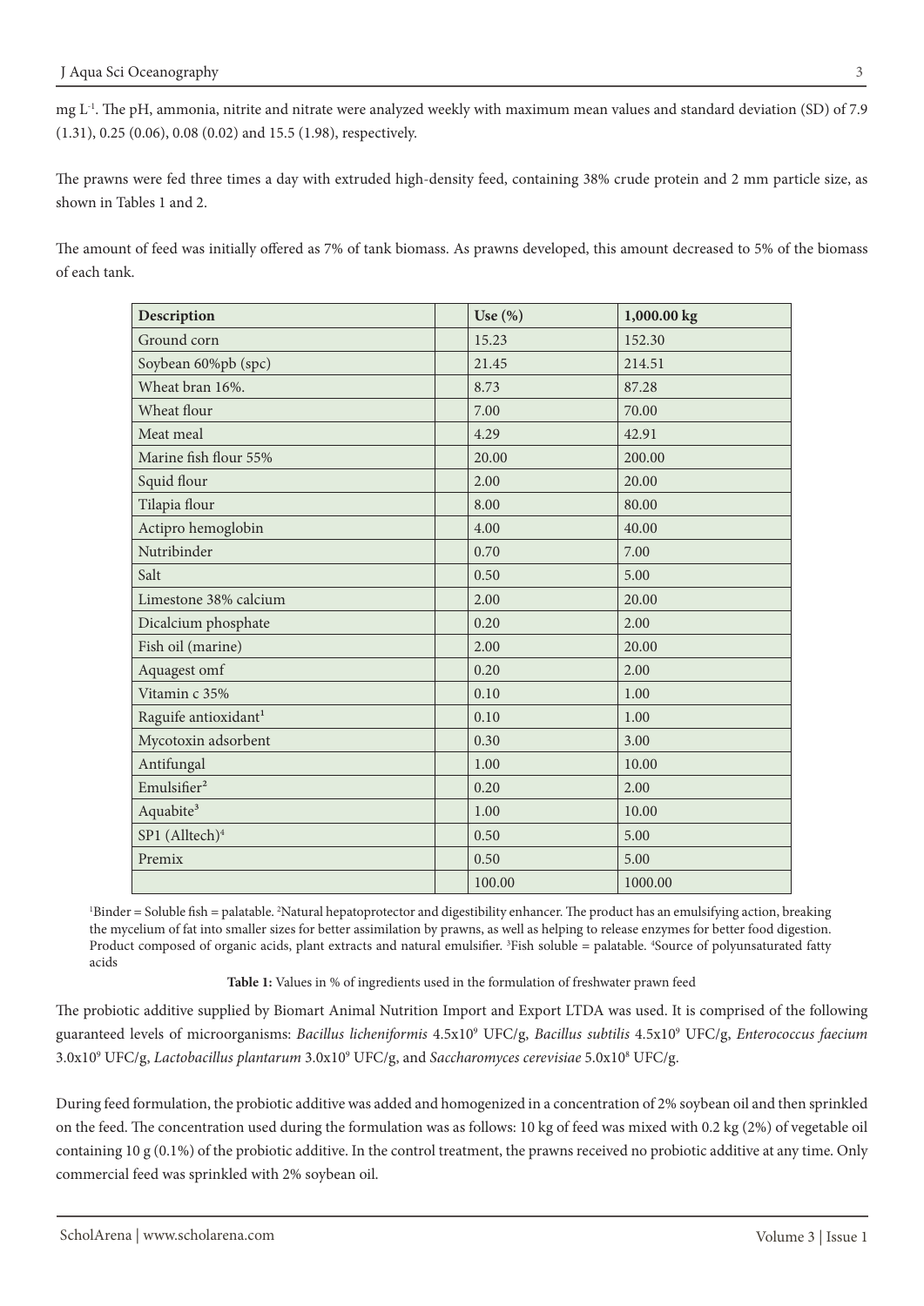mg $L^{-1}$. The pH, ammonia, nitrite and nitrate were analyzed weekly with maximum mean values and standard deviation (SD) of 7.9 (1.31), 0.25 (0.06), 0.08 (0.02) and 15.5 (1.98), respectively.

The prawns were fed three times a day with extruded high-density feed, containing 38% crude protein and 2 mm particle size, as shown in Tables 1 and 2.

The amount of feed was initially offered as 7% of tank biomass. As prawns developed, this amount decreased to 5% of the biomass of each tank.

| Description | | Use (%) | 1,000.00 kg |
|---|---|---|---|
| Ground corn | | 15.23 | 152.30 |
| Soybean 60%pb (spc) | | 21.45 | 214.51 |
| Wheat bran 16%. | | 8.73 | 87.28 |
| Wheat flour | | 7.00 | 70.00 |
| Meat meal | | 4.29 | 42.91 |
| Marine fish flour 55% | | 20.00 | 200.00 |
| Squid flour | | 2.00 | 20.00 |
| Tilapia flour | | 8.00 | 80.00 |
| Actipro hemoglobin | | 4.00 | 40.00 |
| Nutribinder | | 0.70 | 7.00 |
| Salt | | 0.50 | 5.00 |
| Limestone 38% calcium | | 2.00 | 20.00 |
| Dicalcium phosphate | | 0.20 | 2.00 |
| Fish oil (marine) | | 2.00 | 20.00 |
| Aquagest omf | | 0.20 | 2.00 |
| Vitamin c 35% | | 0.10 | 1.00 |
| Raguife antioxidant[1] | | 0.10 | 1.00 |
| Mycotoxin adsorbent | | 0.30 | 3.00 |
| Antifungal | | 1.00 | 10.00 |
| Emulsifier[2] | | 0.20 | 2.00 |
| Aquabite[3] | | 1.00 | 10.00 |
| SP1 (Alltech)[4] | | 0.50 | 5.00 |
| Premix | | 0.50 | 5.00 |
| | | 100.00 | 1000.00 |

[1]Binder = Soluble fish = palatable. [2]Natural hepatoprotector and digestibility enhancer. The product has an emulsifying action, breaking the mycelium of fat into smaller sizes for better assimilation by prawns, as well as helping to release enzymes for better food digestion. Product composed of organic acids, plant extracts and natural emulsifier. [3]Fish soluble = palatable. [4]Source of polyunsaturated fatty acids

**Table 1:** Values in % of ingredients used in the formulation of freshwater prawn feed

The probiotic additive supplied by Biomart Animal Nutrition Import and Export LTDA was used. It is comprised of the following guaranteed levels of microorganisms: *Bacillus licheniformis* $4.5 \times 10^9$ UFC/g, *Bacillus subtilis* $4.5 \times 10^9$ UFC/g, *Enterococcus faecium* $3.0 \times 10^9$ UFC/g, *Lactobacillus plantarum* $3.0 \times 10^9$ UFC/g, and *Saccharomyces cerevisiae* $5.0 \times 10^8$ UFC/g.

During feed formulation, the probiotic additive was added and homogenized in a concentration of 2% soybean oil and then sprinkled on the feed. The concentration used during the formulation was as follows: 10 kg of feed was mixed with 0.2 kg (2%) of vegetable oil containing 10 g (0.1%) of the probiotic additive. In the control treatment, the prawns received no probiotic additive at any time. Only commercial feed was sprinkled with 2% soybean oil.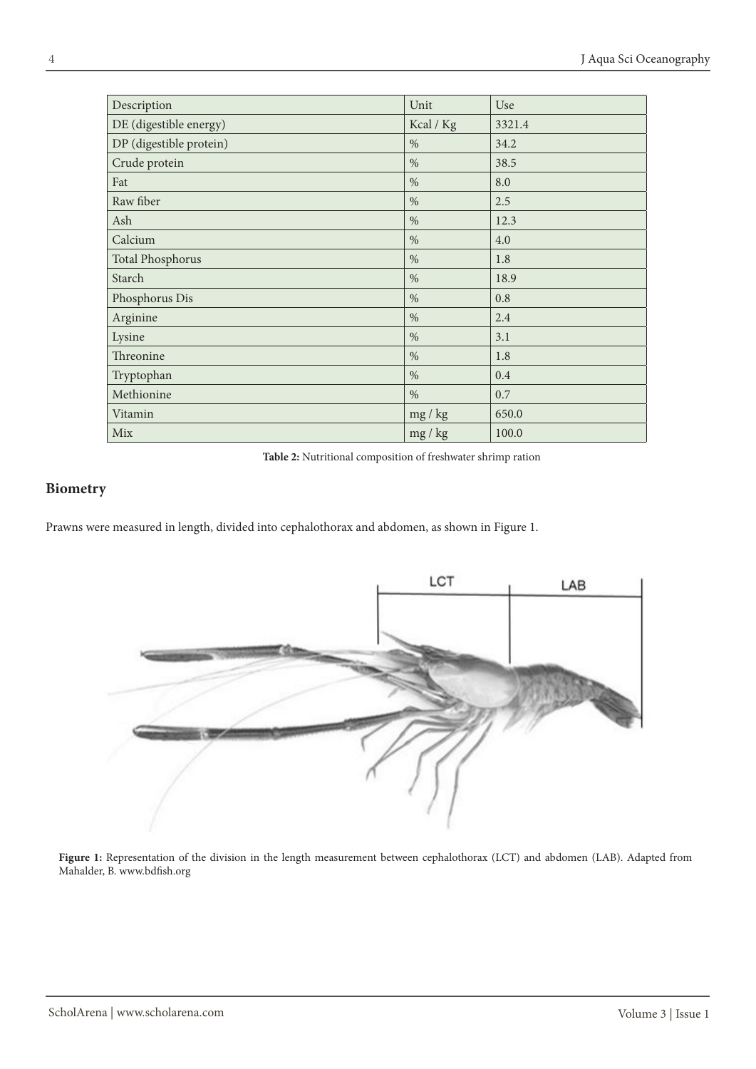| Description | Unit | Use |
|---|---|---|
| DE (digestible energy) | Kcal / Kg | 3321.4 |
| DP (digestible protein) | % | 34.2 |
| Crude protein | % | 38.5 |
| Fat | % | 8.0 |
| Raw fiber | % | 2.5 |
| Ash | % | 12.3 |
| Calcium | % | 4.0 |
| Total Phosphorus | % | 1.8 |
| Starch | % | 18.9 |
| Phosphorus Dis | % | 0.8 |
| Arginine | % | 2.4 |
| Lysine | % | 3.1 |
| Threonine | % | 1.8 |
| Tryptophan | % | 0.4 |
| Methionine | % | 0.7 |
| Vitamin | mg / kg | 650.0 |
| Mix | mg / kg | 100.0 |

**Table 2:** Nutritional composition of freshwater shrimp ration

## Biometry

Prawns were measured in length, divided into cephalothorax and abdomen, as shown in Figure 1.

**Figure 1:** Representation of the division in the length measurement between cephalothorax (LCT) and abdomen (LAB). Adapted from Mahalder, B. www.bdfish.org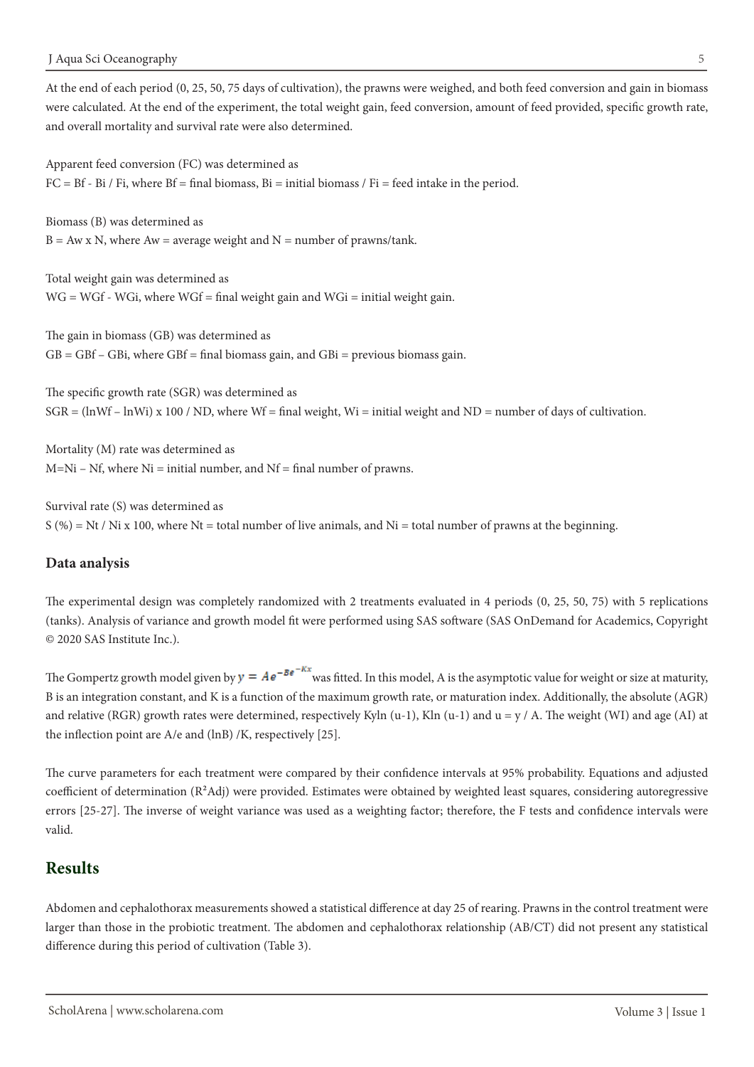At the end of each period (0, 25, 50, 75 days of cultivation), the prawns were weighed, and both feed conversion and gain in biomass were calculated. At the end of the experiment, the total weight gain, feed conversion, amount of feed provided, specific growth rate, and overall mortality and survival rate were also determined.

Apparent feed conversion (FC) was determined as
$FC = Bf - Bi / Fi$, where Bf = final biomass, Bi = initial biomass / Fi = feed intake in the period.

Biomass (B) was determined as
$B = Aw \times N$, where Aw = average weight and N = number of prawns/tank.

Total weight gain was determined as
$WG = WGf - WGi$, where WGf = final weight gain and WGi = initial weight gain.

The gain in biomass (GB) was determined as
$GB = GBf - GBi$, where GBf = final biomass gain, and GBi = previous biomass gain.

The specific growth rate (SGR) was determined as
$SGR = (\ln Wf - \ln Wi) \times 100 / ND$, where Wf = final weight, Wi = initial weight and ND = number of days of cultivation.

Mortality (M) rate was determined as
$M = Ni - Nf$, where Ni = initial number, and Nf = final number of prawns.

Survival rate (S) was determined as
$S (\%) = Nt / Ni \times 100$, where Nt = total number of live animals, and Ni = total number of prawns at the beginning.

### Data analysis

The experimental design was completely randomized with 2 treatments evaluated in 4 periods (0, 25, 50, 75) with 5 replications (tanks). Analysis of variance and growth model fit were performed using SAS software (SAS OnDemand for Academics, Copyright © 2020 SAS Institute Inc.).

The Gompertz growth model given by $y = Ae^{-Be^{-Kx}}$ was fitted. In this model, A is the asymptotic value for weight or size at maturity, B is an integration constant, and K is a function of the maximum growth rate, or maturation index. Additionally, the absolute (AGR) and relative (RGR) growth rates were determined, respectively $Ky\ln(u^{-1})$, $K\ln(u^{-1})$ and $u = y / A$. The weight (WI) and age (AI) at the inflection point are $A/e$ and $(\ln B)/K$, respectively [25].

The curve parameters for each treatment were compared by their confidence intervals at 95% probability. Equations and adjusted coefficient of determination ($R^2Adj$) were provided. Estimates were obtained by weighted least squares, considering autoregressive errors [25-27]. The inverse of weight variance was used as a weighting factor; therefore, the F tests and confidence intervals were valid.

## Results

Abdomen and cephalothorax measurements showed a statistical difference at day 25 of rearing. Prawns in the control treatment were larger than those in the probiotic treatment. The abdomen and cephalothorax relationship (AB/CT) did not present any statistical difference during this period of cultivation (Table 3).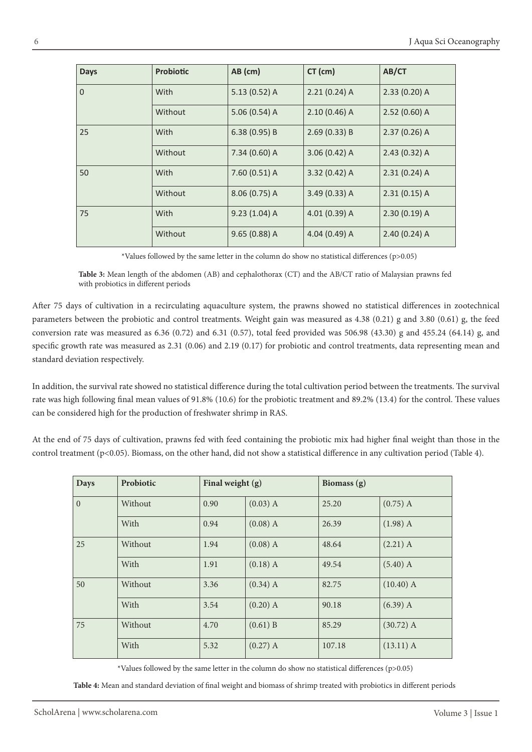| Days | Probiotic | AB (cm) | CT (cm) | AB/CT |
|---|---|---|---|---|
| 0 | With | 5.13 (0.52) A | 2.21 (0.24) A | 2.33 (0.20) A |
| | Without | 5.06 (0.54) A | 2.10 (0.46) A | 2.52 (0.60) A |
| 25 | With | 6.38 (0.95) B | 2.69 (0.33) B | 2.37 (0.26) A |
| | Without | 7.34 (0.60) A | 3.06 (0.42) A | 2.43 (0.32) A |
| 50 | With | 7.60 (0.51) A | 3.32 (0.42) A | 2.31 (0.24) A |
| | Without | 8.06 (0.75) A | 3.49 (0.33) A | 2.31 (0.15) A |
| 75 | With | 9.23 (1.04) A | 4.01 (0.39) A | 2.30 (0.19) A |
| | Without | 9.65 (0.88) A | 4.04 (0.49) A | 2.40 (0.24) A |

*Values followed by the same letter in the column do show no statistical differences ($p>0.05$)

**Table 3:** Mean length of the abdomen (AB) and cephalothorax (CT) and the AB/CT ratio of Malaysian prawns fed with probiotics in different periods

After 75 days of cultivation in a recirculating aquaculture system, the prawns showed no statistical differences in zootechnical parameters between the probiotic and control treatments. Weight gain was measured as 4.38 (0.21) g and 3.80 (0.61) g, the feed conversion rate was measured as 6.36 (0.72) and 6.31 (0.57), total feed provided was 506.98 (43.30) g and 455.24 (64.14) g, and specific growth rate was measured as 2.31 (0.06) and 2.19 (0.17) for probiotic and control treatments, data representing mean and standard deviation respectively.

In addition, the survival rate showed no statistical difference during the total cultivation period between the treatments. The survival rate was high following final mean values of 91.8% (10.6) for the probiotic treatment and 89.2% (13.4) for the control. These values can be considered high for the production of freshwater shrimp in RAS.

At the end of 75 days of cultivation, prawns fed with feed containing the probiotic mix had higher final weight than those in the control treatment ($p<0.05$). Biomass, on the other hand, did not show a statistical difference in any cultivation period (Table 4).

| Days | Probiotic | Final weight (g) | | Biomass (g) | |
|---|---|---|---|---|---|
| 0 | Without | 0.90 | (0.03) A | 25.20 | (0.75) A |
| | With | 0.94 | (0.08) A | 26.39 | (1.98) A |
| 25 | Without | 1.94 | (0.08) A | 48.64 | (2.21) A |
| | With | 1.91 | (0.18) A | 49.54 | (5.40) A |
| 50 | Without | 3.36 | (0.34) A | 82.75 | (10.40) A |
| | With | 3.54 | (0.20) A | 90.18 | (6.39) A |
| 75 | Without | 4.70 | (0.61) B | 85.29 | (30.72) A |
| | With | 5.32 | (0.27) A | 107.18 | (13.11) A |

*Values followed by the same letter in the column do show no statistical differences ($p>0.05$)

**Table 4:** Mean and standard deviation of final weight and biomass of shrimp treated with probiotics in different periods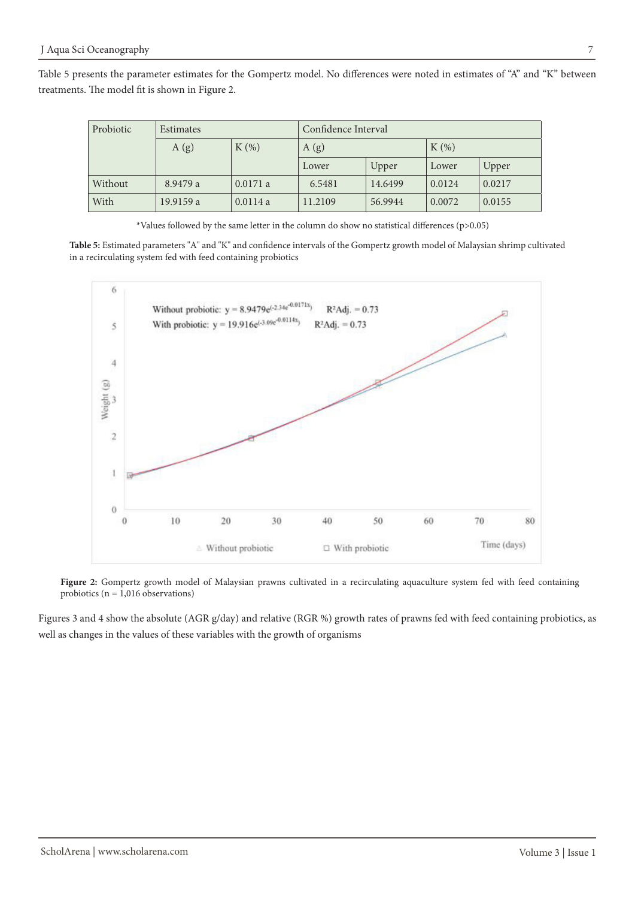Table 5 presents the parameter estimates for the Gompertz model. No differences were noted in estimates of "A" and "K" between treatments. The model fit is shown in Figure 2.

| Probiotic | Estimates | | Confidence Interval | | | |
|---|---|---|---|---|---|---|
| | A (g) | K (%) | A (g) | | K (%) | |
| | | | Lower | Upper | Lower | Upper |
| Without | 8.9479 a | 0.0171 a | 6.5481 | 14.6499 | 0.0124 | 0.0217 |
| With | 19.9159 a | 0.0114 a | 11.2109 | 56.9944 | 0.0072 | 0.0155 |

*Values followed by the same letter in the column do show no statistical differences ($p>0.05$)

**Table 5:** Estimated parameters "A" and "K" and confidence intervals of the Gompertz growth model of Malaysian shrimp cultivated in a recirculating system fed with feed containing probiotics

Without probiotic: $y = 8.9479e^{(-2.34e^{-0.0171x})}$ $R^2$Adj. = 0.73

With probiotic: $y = 19.916e^{(-3.09e^{-0.0114x})}$ $R^2$Adj. = 0.73

**Figure 2:** Gompertz growth model of Malaysian prawns cultivated in a recirculating aquaculture system fed with feed containing probiotics (n = 1,016 observations)

Figures 3 and 4 show the absolute (AGR g/day) and relative (RGR %) growth rates of prawns fed with feed containing probiotics, as well as changes in the values of these variables with the growth of organisms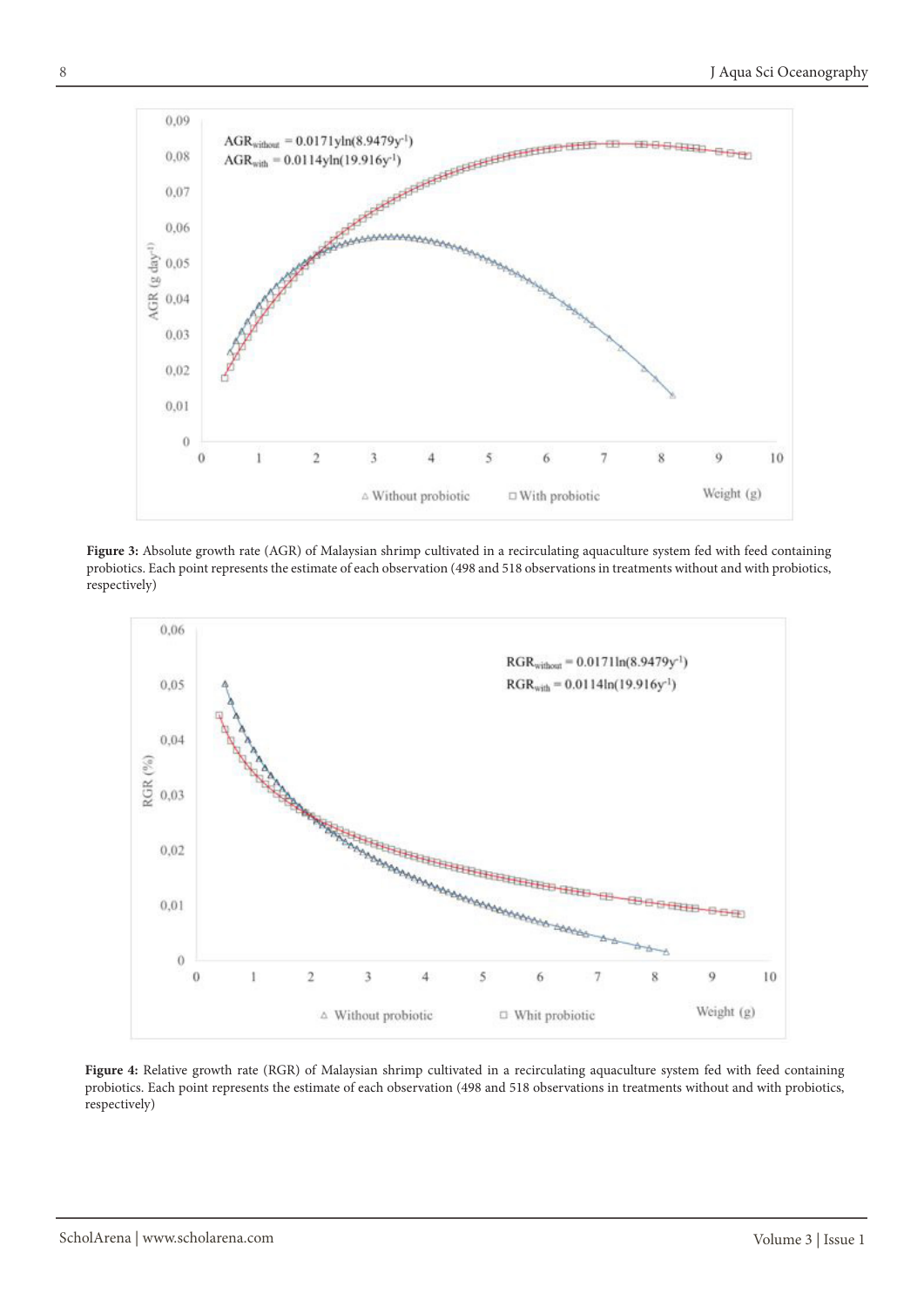**Figure 3:** Absolute growth rate (AGR) of Malaysian shrimp cultivated in a recirculating aquaculture system fed with feed containing probiotics. Each point represents the estimate of each observation (498 and 518 observations in treatments without and with probiotics, respectively)

**Figure 4:** Relative growth rate (RGR) of Malaysian shrimp cultivated in a recirculating aquaculture system fed with feed containing probiotics. Each point represents the estimate of each observation (498 and 518 observations in treatments without and with probiotics, respectively)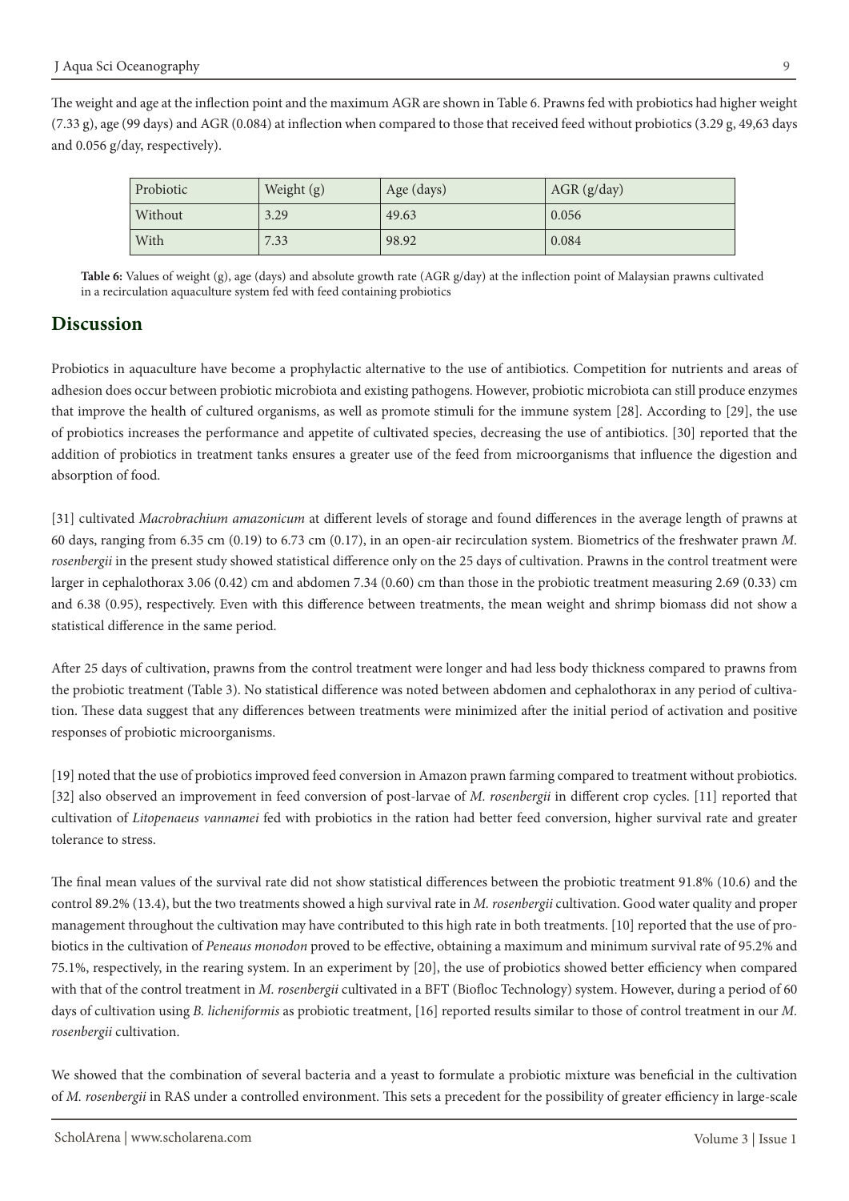The weight and age at the inflection point and the maximum AGR are shown in Table 6. Prawns fed with probiotics had higher weight (7.33 g), age (99 days) and AGR (0.084) at inflection when compared to those that received feed without probiotics (3.29 g, 49,63 days and 0.056 g/day, respectively).

| Probiotic | Weight (g) | Age (days) | AGR (g/day) |
|---|---|---|---|
| Without | 3.29 | 49.63 | 0.056 |
| With | 7.33 | 98.92 | 0.084 |

**Table 6:** Values of weight (g), age (days) and absolute growth rate (AGR g/day) at the inflection point of Malaysian prawns cultivated in a recirculation aquaculture system fed with feed containing probiotics

## Discussion

Probiotics in aquaculture have become a prophylactic alternative to the use of antibiotics. Competition for nutrients and areas of adhesion does occur between probiotic microbiota and existing pathogens. However, probiotic microbiota can still produce enzymes that improve the health of cultured organisms, as well as promote stimuli for the immune system [28]. According to [29], the use of probiotics increases the performance and appetite of cultivated species, decreasing the use of antibiotics. [30] reported that the addition of probiotics in treatment tanks ensures a greater use of the feed from microorganisms that influence the digestion and absorption of food.

[31] cultivated *Macrobrachium amazonicum* at different levels of storage and found differences in the average length of prawns at 60 days, ranging from 6.35 cm (0.19) to 6.73 cm (0.17), in an open-air recirculation system. Biometrics of the freshwater prawn *M. rosenbergii* in the present study showed statistical difference only on the 25 days of cultivation. Prawns in the control treatment were larger in cephalothorax 3.06 (0.42) cm and abdomen 7.34 (0.60) cm than those in the probiotic treatment measuring 2.69 (0.33) cm and 6.38 (0.95), respectively. Even with this difference between treatments, the mean weight and shrimp biomass did not show a statistical difference in the same period.

After 25 days of cultivation, prawns from the control treatment were longer and had less body thickness compared to prawns from the probiotic treatment (Table 3). No statistical difference was noted between abdomen and cephalothorax in any period of cultivation. These data suggest that any differences between treatments were minimized after the initial period of activation and positive responses of probiotic microorganisms.

[19] noted that the use of probiotics improved feed conversion in Amazon prawn farming compared to treatment without probiotics. [32] also observed an improvement in feed conversion of post-larvae of *M. rosenbergii* in different crop cycles. [11] reported that cultivation of *Litopenaeus vannamei* fed with probiotics in the ration had better feed conversion, higher survival rate and greater tolerance to stress.

The final mean values of the survival rate did not show statistical differences between the probiotic treatment 91.8% (10.6) and the control 89.2% (13.4), but the two treatments showed a high survival rate in *M. rosenbergii* cultivation. Good water quality and proper management throughout the cultivation may have contributed to this high rate in both treatments. [10] reported that the use of probiotics in the cultivation of *Peneaus monodon* proved to be effective, obtaining a maximum and minimum survival rate of 95.2% and 75.1%, respectively, in the rearing system. In an experiment by [20], the use of probiotics showed better efficiency when compared with that of the control treatment in *M. rosenbergii* cultivated in a BFT (Biofloc Technology) system. However, during a period of 60 days of cultivation using *B. licheniformis* as probiotic treatment, [16] reported results similar to those of control treatment in our *M. rosenbergii* cultivation.

We showed that the combination of several bacteria and a yeast to formulate a probiotic mixture was beneficial in the cultivation of *M. rosenbergii* in RAS under a controlled environment. This sets a precedent for the possibility of greater efficiency in large-scale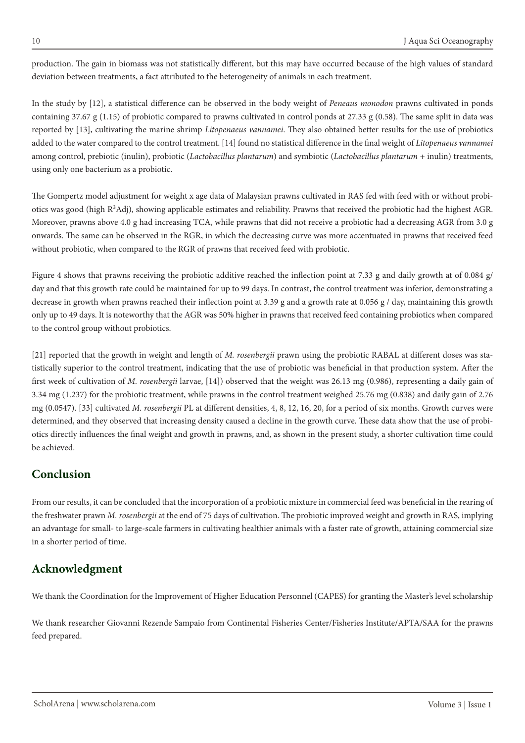production. The gain in biomass was not statistically different, but this may have occurred because of the high values of standard deviation between treatments, a fact attributed to the heterogeneity of animals in each treatment.

In the study by [12], a statistical difference can be observed in the body weight of *Peneaus monodon* prawns cultivated in ponds containing 37.67 g (1.15) of probiotic compared to prawns cultivated in control ponds at 27.33 g (0.58). The same split in data was reported by [13], cultivating the marine shrimp *Litopenaeus vannamei*. They also obtained better results for the use of probiotics added to the water compared to the control treatment. [14] found no statistical difference in the final weight of *Litopenaeus vannamei* among control, prebiotic (inulin), probiotic (*Lactobacillus plantarum*) and symbiotic (*Lactobacillus plantarum* + inulin) treatments, using only one bacterium as a probiotic.

The Gompertz model adjustment for weight x age data of Malaysian prawns cultivated in RAS fed with feed with or without probiotics was good (high $R^2$Adj), showing applicable estimates and reliability. Prawns that received the probiotic had the highest AGR. Moreover, prawns above 4.0 g had increasing TCA, while prawns that did not receive a probiotic had a decreasing AGR from 3.0 g onwards. The same can be observed in the RGR, in which the decreasing curve was more accentuated in prawns that received feed without probiotic, when compared to the RGR of prawns that received feed with probiotic.

Figure 4 shows that prawns receiving the probiotic additive reached the inflection point at 7.33 g and daily growth at of 0.084 g/ day and that this growth rate could be maintained for up to 99 days. In contrast, the control treatment was inferior, demonstrating a decrease in growth when prawns reached their inflection point at 3.39 g and a growth rate at 0.056 g / day, maintaining this growth only up to 49 days. It is noteworthy that the AGR was 50% higher in prawns that received feed containing probiotics when compared to the control group without probiotics.

[21] reported that the growth in weight and length of *M. rosenbergii* prawn using the probiotic RABAL at different doses was statistically superior to the control treatment, indicating that the use of probiotic was beneficial in that production system. After the first week of cultivation of *M. rosenbergii* larvae, [14]) observed that the weight was 26.13 mg (0.986), representing a daily gain of 3.34 mg (1.237) for the probiotic treatment, while prawns in the control treatment weighed 25.76 mg (0.838) and daily gain of 2.76 mg (0.0547). [33] cultivated *M. rosenbergii* PL at different densities, 4, 8, 12, 16, 20, for a period of six months. Growth curves were determined, and they observed that increasing density caused a decline in the growth curve. These data show that the use of probiotics directly influences the final weight and growth in prawns, and, as shown in the present study, a shorter cultivation time could be achieved.

## Conclusion

From our results, it can be concluded that the incorporation of a probiotic mixture in commercial feed was beneficial in the rearing of the freshwater prawn *M. rosenbergii* at the end of 75 days of cultivation. The probiotic improved weight and growth in RAS, implying an advantage for small- to large-scale farmers in cultivating healthier animals with a faster rate of growth, attaining commercial size in a shorter period of time.

## Acknowledgment

We thank the Coordination for the Improvement of Higher Education Personnel (CAPES) for granting the Master's level scholarship

We thank researcher Giovanni Rezende Sampaio from Continental Fisheries Center/Fisheries Institute/APTA/SAA for the prawns feed prepared.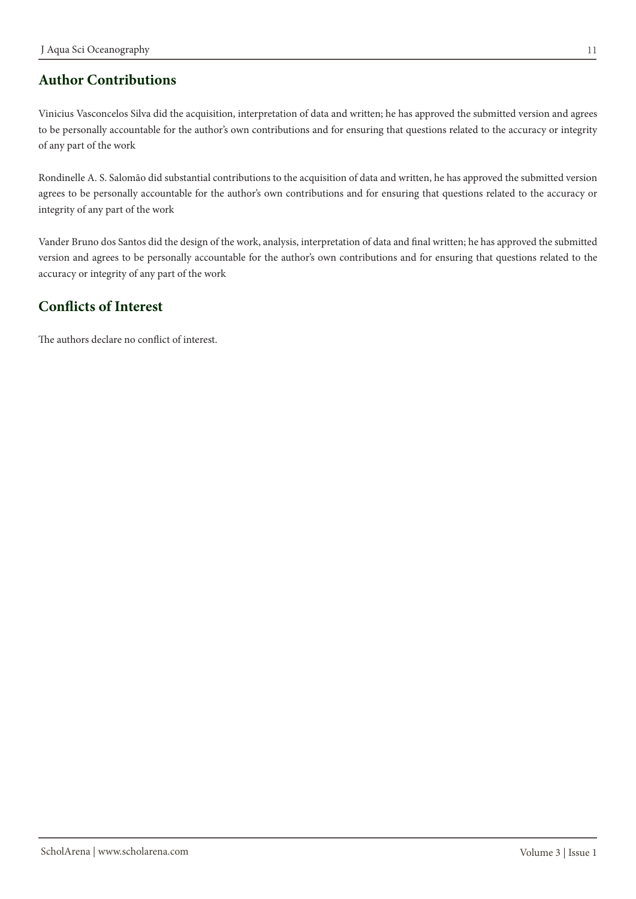## Author Contributions

Vinicius Vasconcelos Silva did the acquisition, interpretation of data and written; he has approved the submitted version and agrees to be personally accountable for the author's own contributions and for ensuring that questions related to the accuracy or integrity of any part of the work

Rondinelle A. S. Salomão did substantial contributions to the acquisition of data and written, he has approved the submitted version agrees to be personally accountable for the author's own contributions and for ensuring that questions related to the accuracy or integrity of any part of the work

Vander Bruno dos Santos did the design of the work, analysis, interpretation of data and final written; he has approved the submitted version and agrees to be personally accountable for the author's own contributions and for ensuring that questions related to the accuracy or integrity of any part of the work

## Conflicts of Interest

The authors declare no conflict of interest.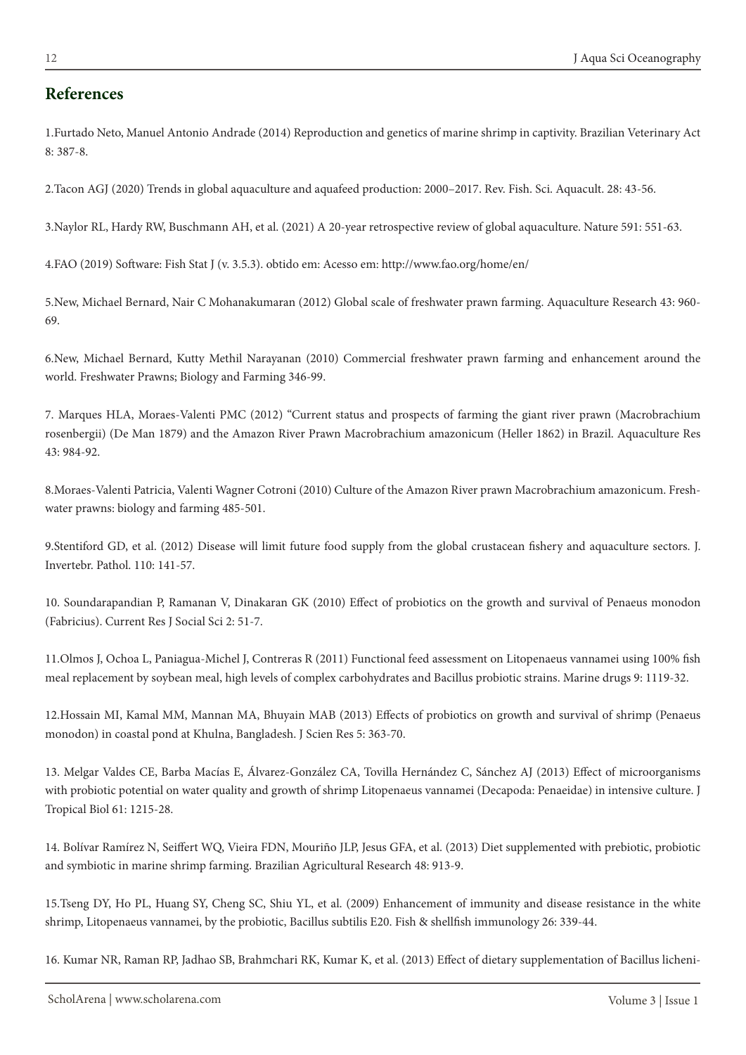## References

1.Furtado Neto, Manuel Antonio Andrade (2014) Reproduction and genetics of marine shrimp in captivity. Brazilian Veterinary Act 8: 387-8.

2.Tacon AGJ (2020) Trends in global aquaculture and aquafeed production: 2000–2017. Rev. Fish. Sci. Aquacult. 28: 43-56.

3.Naylor RL, Hardy RW, Buschmann AH, et al. (2021) A 20-year retrospective review of global aquaculture. Nature 591: 551-63.

4.FAO (2019) Software: Fish Stat J (v. 3.5.3). obtido em: Acesso em: http://www.fao.org/home/en/

5.New, Michael Bernard, Nair C Mohanakumaran (2012) Global scale of freshwater prawn farming. Aquaculture Research 43: 960-69.

6.New, Michael Bernard, Kutty Methil Narayanan (2010) Commercial freshwater prawn farming and enhancement around the world. Freshwater Prawns; Biology and Farming 346-99.

7. Marques HLA, Moraes-Valenti PMC (2012) "Current status and prospects of farming the giant river prawn (Macrobrachium rosenbergii) (De Man 1879) and the Amazon River Prawn Macrobrachium amazonicum (Heller 1862) in Brazil. Aquaculture Res 43: 984-92.

8.Moraes-Valenti Patricia, Valenti Wagner Cotroni (2010) Culture of the Amazon River prawn Macrobrachium amazonicum. Freshwater prawns: biology and farming 485-501.

9.Stentiford GD, et al. (2012) Disease will limit future food supply from the global crustacean fishery and aquaculture sectors. J. Invertebr. Pathol. 110: 141-57.

10. Soundarapandian P, Ramanan V, Dinakaran GK (2010) Effect of probiotics on the growth and survival of Penaeus monodon (Fabricius). Current Res J Social Sci 2: 51-7.

11.Olmos J, Ochoa L, Paniagua-Michel J, Contreras R (2011) Functional feed assessment on Litopenaeus vannamei using 100% fish meal replacement by soybean meal, high levels of complex carbohydrates and Bacillus probiotic strains. Marine drugs 9: 1119-32.

12.Hossain MI, Kamal MM, Mannan MA, Bhuyain MAB (2013) Effects of probiotics on growth and survival of shrimp (Penaeus monodon) in coastal pond at Khulna, Bangladesh. J Scien Res 5: 363-70.

13. Melgar Valdes CE, Barba Macías E, Álvarez-González CA, Tovilla Hernández C, Sánchez AJ (2013) Effect of microorganisms with probiotic potential on water quality and growth of shrimp Litopenaeus vannamei (Decapoda: Penaeidae) in intensive culture. J Tropical Biol 61: 1215-28.

14. Bolívar Ramírez N, Seiffert WQ, Vieira FDN, Mouriño JLP, Jesus GFA, et al. (2013) Diet supplemented with prebiotic, probiotic and symbiotic in marine shrimp farming. Brazilian Agricultural Research 48: 913-9.

15.Tseng DY, Ho PL, Huang SY, Cheng SC, Shiu YL, et al. (2009) Enhancement of immunity and disease resistance in the white shrimp, Litopenaeus vannamei, by the probiotic, Bacillus subtilis E20. Fish & shellfish immunology 26: 339-44.

16. Kumar NR, Raman RP, Jadhao SB, Brahmchari RK, Kumar K, et al. (2013) Effect of dietary supplementation of Bacillus licheni-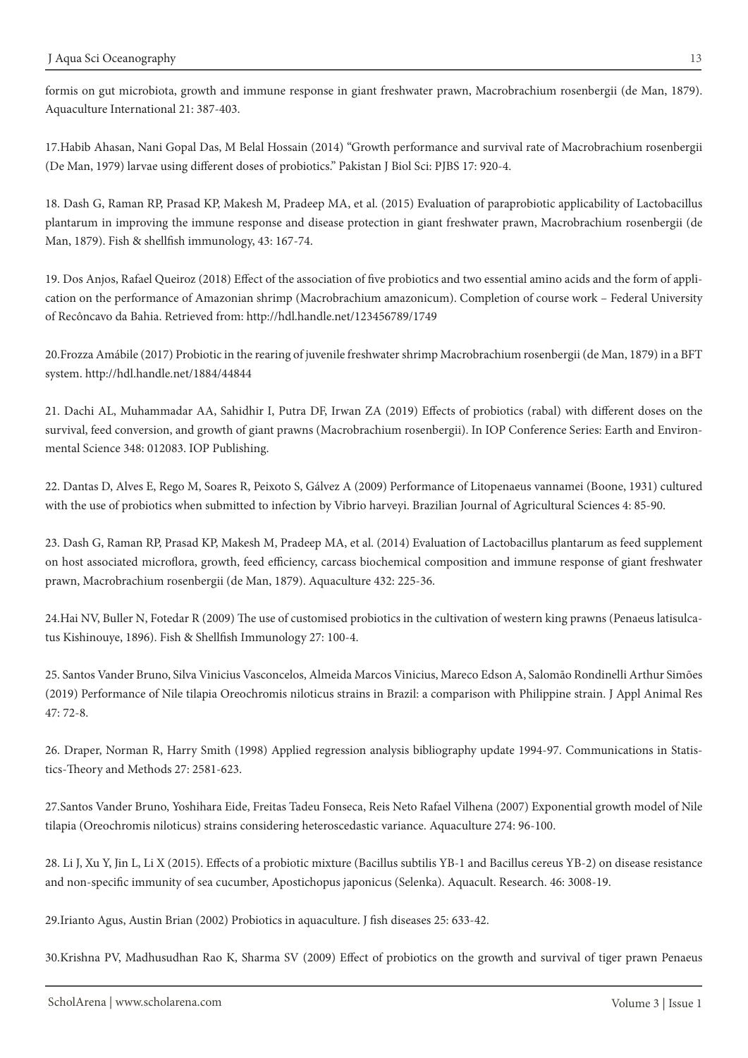formis on gut microbiota, growth and immune response in giant freshwater prawn, Macrobrachium rosenbergii (de Man, 1879). Aquaculture International 21: 387-403.

17.Habib Ahasan, Nani Gopal Das, M Belal Hossain (2014) "Growth performance and survival rate of Macrobrachium rosenbergii (De Man, 1979) larvae using different doses of probiotics." Pakistan J Biol Sci: PJBS 17: 920-4.

18. Dash G, Raman RP, Prasad KP, Makesh M, Pradeep MA, et al. (2015) Evaluation of paraprobiotic applicability of Lactobacillus plantarum in improving the immune response and disease protection in giant freshwater prawn, Macrobrachium rosenbergii (de Man, 1879). Fish & shellfish immunology, 43: 167-74.

19. Dos Anjos, Rafael Queiroz (2018) Effect of the association of five probiotics and two essential amino acids and the form of application on the performance of Amazonian shrimp (Macrobrachium amazonicum). Completion of course work – Federal University of Recôncavo da Bahia. Retrieved from: http://hdl.handle.net/123456789/1749

20.Frozza Amábile (2017) Probiotic in the rearing of juvenile freshwater shrimp Macrobrachium rosenbergii (de Man, 1879) in a BFT system. http://hdl.handle.net/1884/44844

21. Dachi AL, Muhammadar AA, Sahidhir I, Putra DF, Irwan ZA (2019) Effects of probiotics (rabal) with different doses on the survival, feed conversion, and growth of giant prawns (Macrobrachium rosenbergii). In IOP Conference Series: Earth and Environmental Science 348: 012083. IOP Publishing.

22. Dantas D, Alves E, Rego M, Soares R, Peixoto S, Gálvez A (2009) Performance of Litopenaeus vannamei (Boone, 1931) cultured with the use of probiotics when submitted to infection by Vibrio harveyi. Brazilian Journal of Agricultural Sciences 4: 85-90.

23. Dash G, Raman RP, Prasad KP, Makesh M, Pradeep MA, et al. (2014) Evaluation of Lactobacillus plantarum as feed supplement on host associated microflora, growth, feed efficiency, carcass biochemical composition and immune response of giant freshwater prawn, Macrobrachium rosenbergii (de Man, 1879). Aquaculture 432: 225-36.

24.Hai NV, Buller N, Fotedar R (2009) The use of customised probiotics in the cultivation of western king prawns (Penaeus latisulcatus Kishinouye, 1896). Fish & Shellfish Immunology 27: 100-4.

25. Santos Vander Bruno, Silva Vinicius Vasconcelos, Almeida Marcos Vinicius, Mareco Edson A, Salomão Rondinelli Arthur Simões (2019) Performance of Nile tilapia Oreochromis niloticus strains in Brazil: a comparison with Philippine strain. J Appl Animal Res 47: 72-8.

26. Draper, Norman R, Harry Smith (1998) Applied regression analysis bibliography update 1994-97. Communications in Statistics-Theory and Methods 27: 2581-623.

27.Santos Vander Bruno, Yoshihara Eide, Freitas Tadeu Fonseca, Reis Neto Rafael Vilhena (2007) Exponential growth model of Nile tilapia (Oreochromis niloticus) strains considering heteroscedastic variance. Aquaculture 274: 96-100.

28. Li J, Xu Y, Jin L, Li X (2015). Effects of a probiotic mixture (Bacillus subtilis YB-1 and Bacillus cereus YB-2) on disease resistance and non-specific immunity of sea cucumber, Apostichopus japonicus (Selenka). Aquacult. Research. 46: 3008-19.

29.Irianto Agus, Austin Brian (2002) Probiotics in aquaculture. J fish diseases 25: 633-42.

30.Krishna PV, Madhusudhan Rao K, Sharma SV (2009) Effect of probiotics on the growth and survival of tiger prawn Penaeus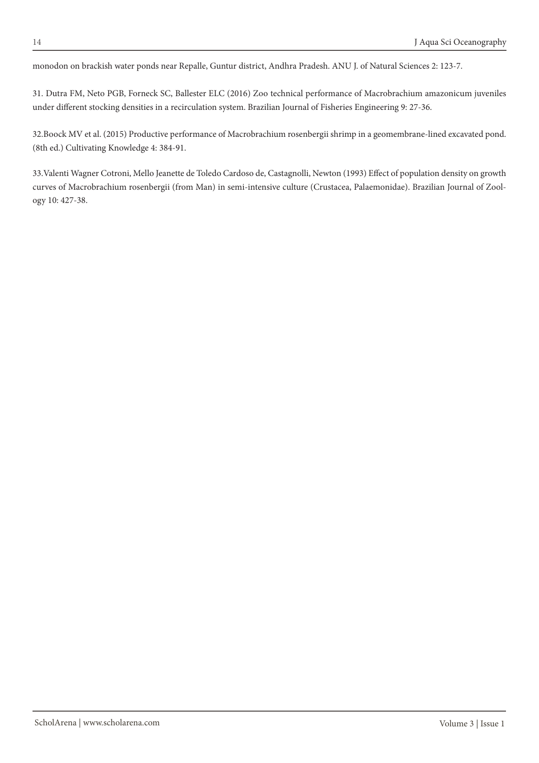monodon on brackish water ponds near Repalle, Guntur district, Andhra Pradesh. ANU J. of Natural Sciences 2: 123-7.

31. Dutra FM, Neto PGB, Forneck SC, Ballester ELC (2016) Zoo technical performance of Macrobrachium amazonicum juveniles under different stocking densities in a recirculation system. Brazilian Journal of Fisheries Engineering 9: 27-36.

32.Boock MV et al. (2015) Productive performance of Macrobrachium rosenbergii shrimp in a geomembrane-lined excavated pond. (8th ed.) Cultivating Knowledge 4: 384-91.

33.Valenti Wagner Cotroni, Mello Jeanette de Toledo Cardoso de, Castagnolli, Newton (1993) Effect of population density on growth curves of Macrobrachium rosenbergii (from Man) in semi-intensive culture (Crustacea, Palaemonidae). Brazilian Journal of Zoology 10: 427-38.